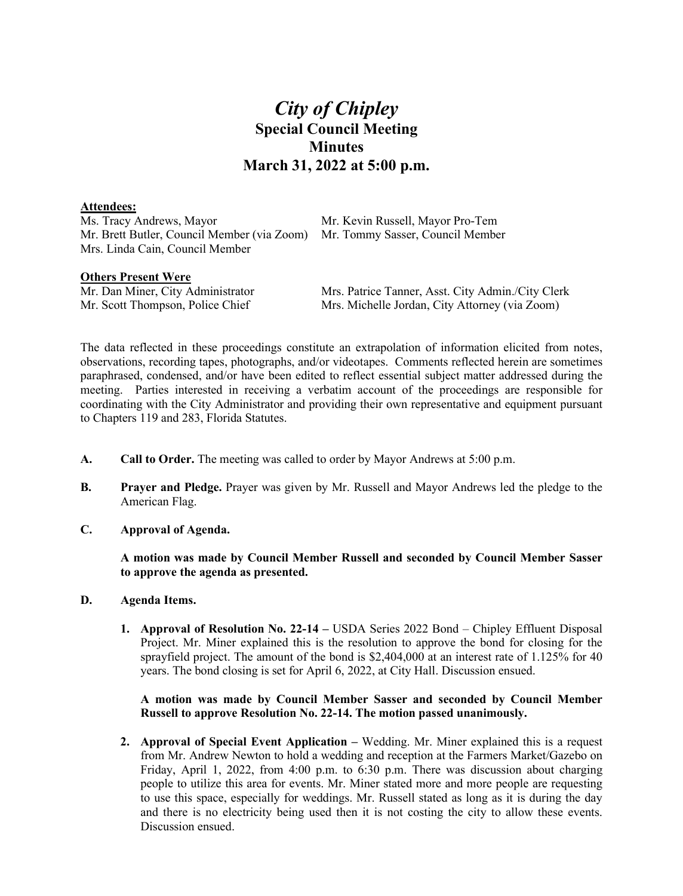# *City of Chipley*
## Special Council Meeting
## Minutes
## March 31, 2022 at 5:00 p.m.

**Attendees:**

Ms. Tracy Andrews, Mayor
Mr. Kevin Russell, Mayor Pro-Tem
Mr. Brett Butler, Council Member (via Zoom)
Mr. Tommy Sasser, Council Member
Mrs. Linda Cain, Council Member

**Others Present Were**

Mr. Dan Miner, City Administrator
Mrs. Patrice Tanner, Asst. City Admin./City Clerk
Mr. Scott Thompson, Police Chief
Mrs. Michelle Jordan, City Attorney (via Zoom)

The data reflected in these proceedings constitute an extrapolation of information elicited from notes, observations, recording tapes, photographs, and/or videotapes. Comments reflected herein are sometimes paraphrased, condensed, and/or have been edited to reflect essential subject matter addressed during the meeting. Parties interested in receiving a verbatim account of the proceedings are responsible for coordinating with the City Administrator and providing their own representative and equipment pursuant to Chapters 119 and 283, Florida Statutes.

**A. Call to Order.** The meeting was called to order by Mayor Andrews at 5:00 p.m.

**B. Prayer and Pledge.** Prayer was given by Mr. Russell and Mayor Andrews led the pledge to the American Flag.

**C. Approval of Agenda.**

**A motion was made by Council Member Russell and seconded by Council Member Sasser to approve the agenda as presented.**

**D. Agenda Items.**

1. **Approval of Resolution No. 22-14 –** USDA Series 2022 Bond – Chipley Effluent Disposal Project. Mr. Miner explained this is the resolution to approve the bond for closing for the sprayfield project. The amount of the bond is $2,404,000 at an interest rate of 1.125% for 40 years. The bond closing is set for April 6, 2022, at City Hall. Discussion ensued.

   **A motion was made by Council Member Sasser and seconded by Council Member Russell to approve Resolution No. 22-14. The motion passed unanimously.**

2. **Approval of Special Event Application –** Wedding. Mr. Miner explained this is a request from Mr. Andrew Newton to hold a wedding and reception at the Farmers Market/Gazebo on Friday, April 1, 2022, from 4:00 p.m. to 6:30 p.m. There was discussion about charging people to utilize this area for events. Mr. Miner stated more and more people are requesting to use this space, especially for weddings. Mr. Russell stated as long as it is during the day and there is no electricity being used then it is not costing the city to allow these events. Discussion ensued.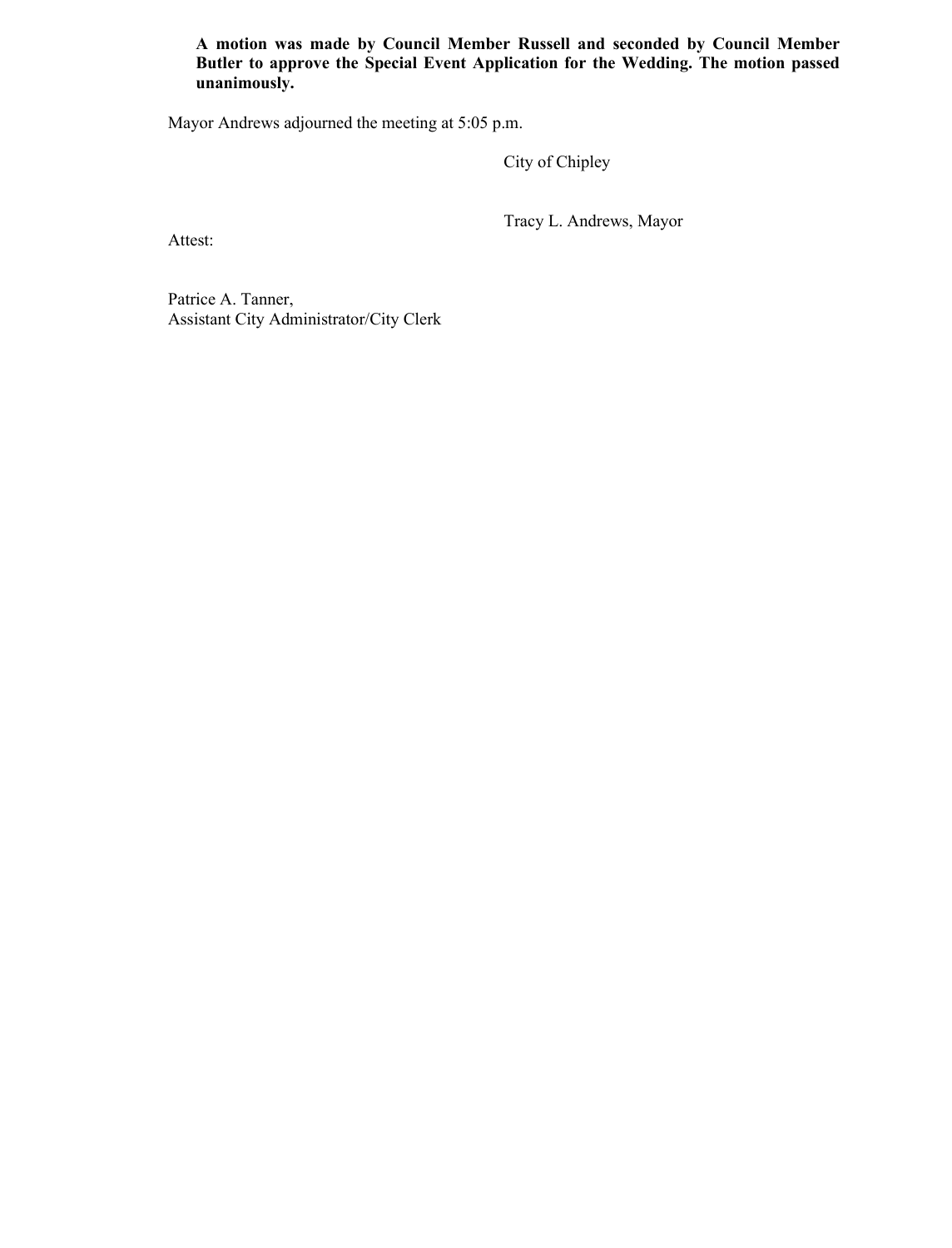**A motion was made by Council Member Russell and seconded by Council Member Butler to approve the Special Event Application for the Wedding. The motion passed unanimously.**

Mayor Andrews adjourned the meeting at 5:05 p.m.

City of Chipley

Tracy L. Andrews, Mayor

Attest:

Patrice A. Tanner,
Assistant City Administrator/City Clerk